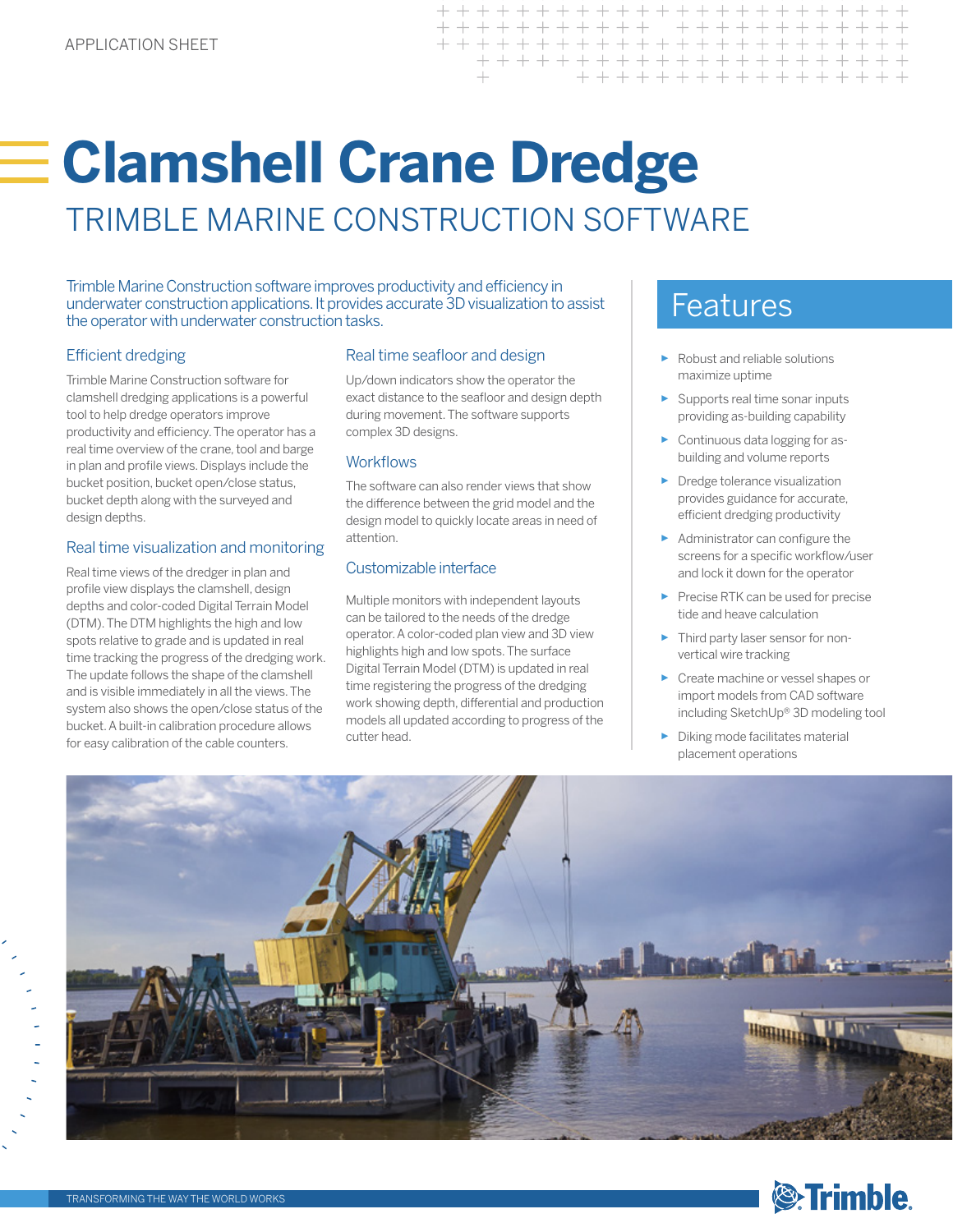APPLICATION SHEET

# Clamshell Crane Dredge

## TRIMBLE MARINE CONSTRUCTION SOFTWARE

Trimble Marine Construction software improves productivity and efficiency in underwater construction applications. It provides accurate 3D visualization to assist the operator with underwater construction tasks.

### Efficient dredging

Trimble Marine Construction software for clamshell dredging applications is a powerful tool to help dredge operators improve productivity and efficiency. The operator has a real time overview of the crane, tool and barge in plan and profile views. Displays include the bucket position, bucket open/close status, bucket depth along with the surveyed and design depths.

### Real time visualization and monitoring

Real time views of the dredger in plan and profile view displays the clamshell, design depths and color-coded Digital Terrain Model (DTM). The DTM highlights the high and low spots relative to grade and is updated in real time tracking the progress of the dredging work. The update follows the shape of the clamshell and is visible immediately in all the views. The system also shows the open/close status of the bucket. A built-in calibration procedure allows for easy calibration of the cable counters.

### Real time seafloor and design

Up/down indicators show the operator the exact distance to the seafloor and design depth during movement. The software supports complex 3D designs.

### Workflows

The software can also render views that show the difference between the grid model and the design model to quickly locate areas in need of attention.

### Customizable interface

Multiple monitors with independent layouts can be tailored to the needs of the dredge operator. A color-coded plan view and 3D view highlights high and low spots. The surface Digital Terrain Model (DTM) is updated in real time registering the progress of the dredging work showing depth, differential and production models all updated according to progress of the cutter head.

## Features

- Robust and reliable solutions maximize uptime
- Supports real time sonar inputs providing as-building capability
- Continuous data logging for as-building and volume reports
- Dredge tolerance visualization provides guidance for accurate, efficient dredging productivity
- Administrator can configure the screens for a specific workflow/user and lock it down for the operator
- Precise RTK can be used for precise tide and heave calculation
- Third party laser sensor for non-vertical wire tracking
- Create machine or vessel shapes or import models from CAD software including SketchUp® 3D modeling tool
- Diking mode facilitates material placement operations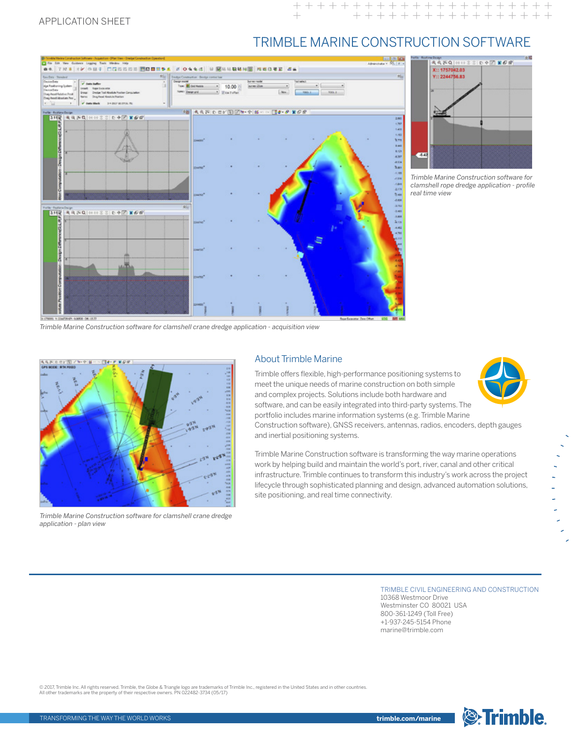# TRIMBLE MARINE CONSTRUCTION SOFTWARE

*Trimble Marine Construction software for clamshell crane dredge application - acquisition view*

*Trimble Marine Construction software for clamshell rope dredge application - profile real time view*

*Trimble Marine Construction software for clamshell crane dredge application - plan view*

## About Trimble Marine

Trimble offers flexible, high-performance positioning systems to meet the unique needs of marine construction on both simple and complex projects. Solutions include both hardware and software, and can be easily integrated into third-party systems. The portfolio includes marine information systems (e.g. Trimble Marine Construction software), GNSS receivers, antennas, radios, encoders, depth gauges and inertial positioning systems.

Trimble Marine Construction software is transforming the way marine operations work by helping build and maintain the world's port, river, canal and other critical infrastructure. Trimble continues to transform this industry's work across the project lifecycle through sophisticated planning and design, advanced automation solutions, site positioning, and real time connectivity.

TRIMBLE CIVIL ENGINEERING AND CONSTRUCTION
10368 Westmoor Drive
Westminster CO 80021 USA
800-361-1249 (Toll Free)
+1-937-245-5154 Phone
marine@trimble.com

© 2017, Trimble Inc. All rights reserved. Trimble, the Globe & Triangle logo are trademarks of Trimble Inc., registered in the United States and in other countries. All other trademarks are the property of their respective owners. PN 022482-3734 (05/17)

TRANSFORMING THE WAY THE WORLD WORKS

**trimble.com/marine**